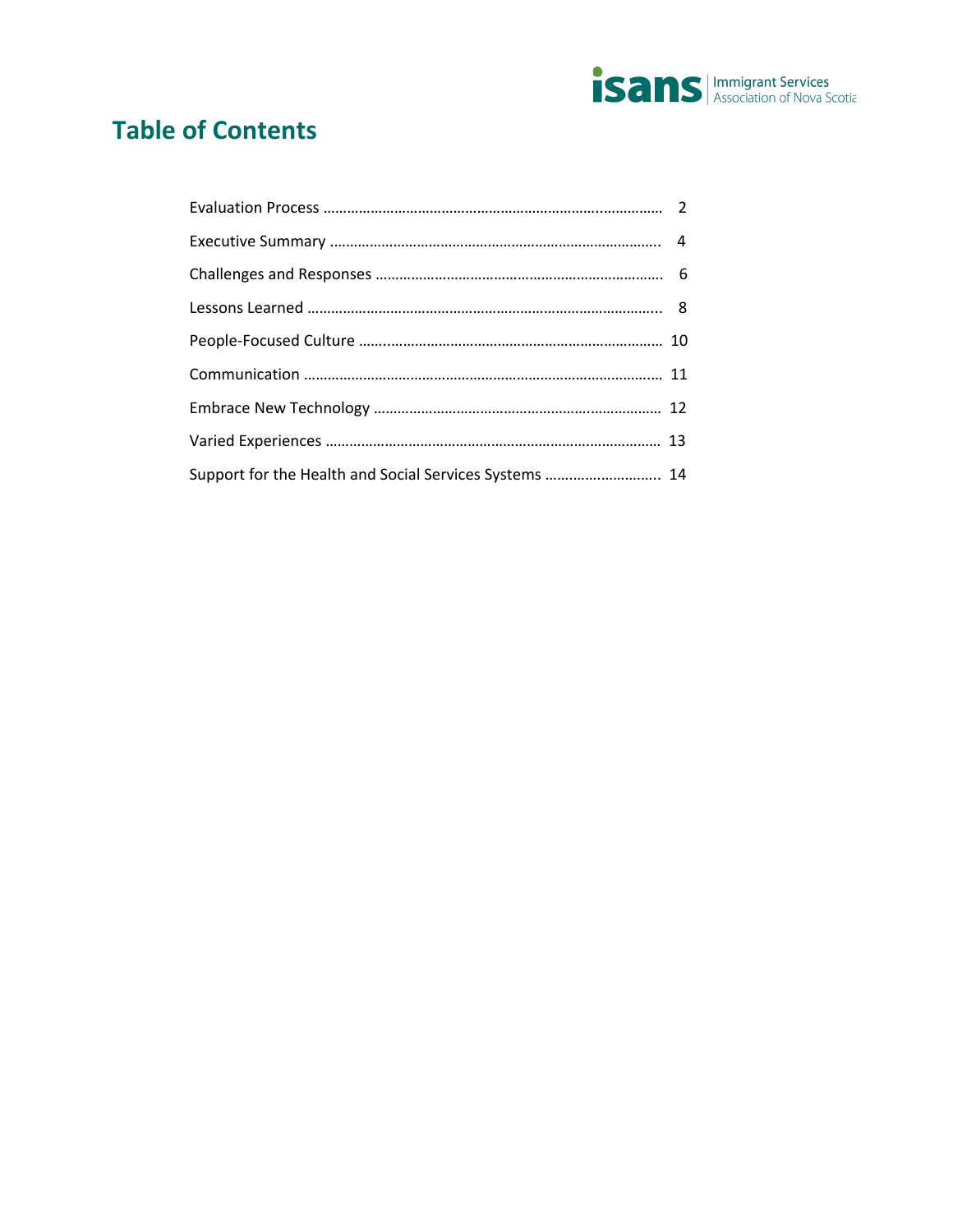# Table of Contents

| | |
|---|---|
| Evaluation Process | 2 |
| Executive Summary | 4 |
| Challenges and Responses | 6 |
| Lessons Learned | 8 |
| People-Focused Culture | 10 |
| Communication | 11 |
| Embrace New Technology | 12 |
| Varied Experiences | 13 |
| Support for the Health and Social Services Systems | 14 |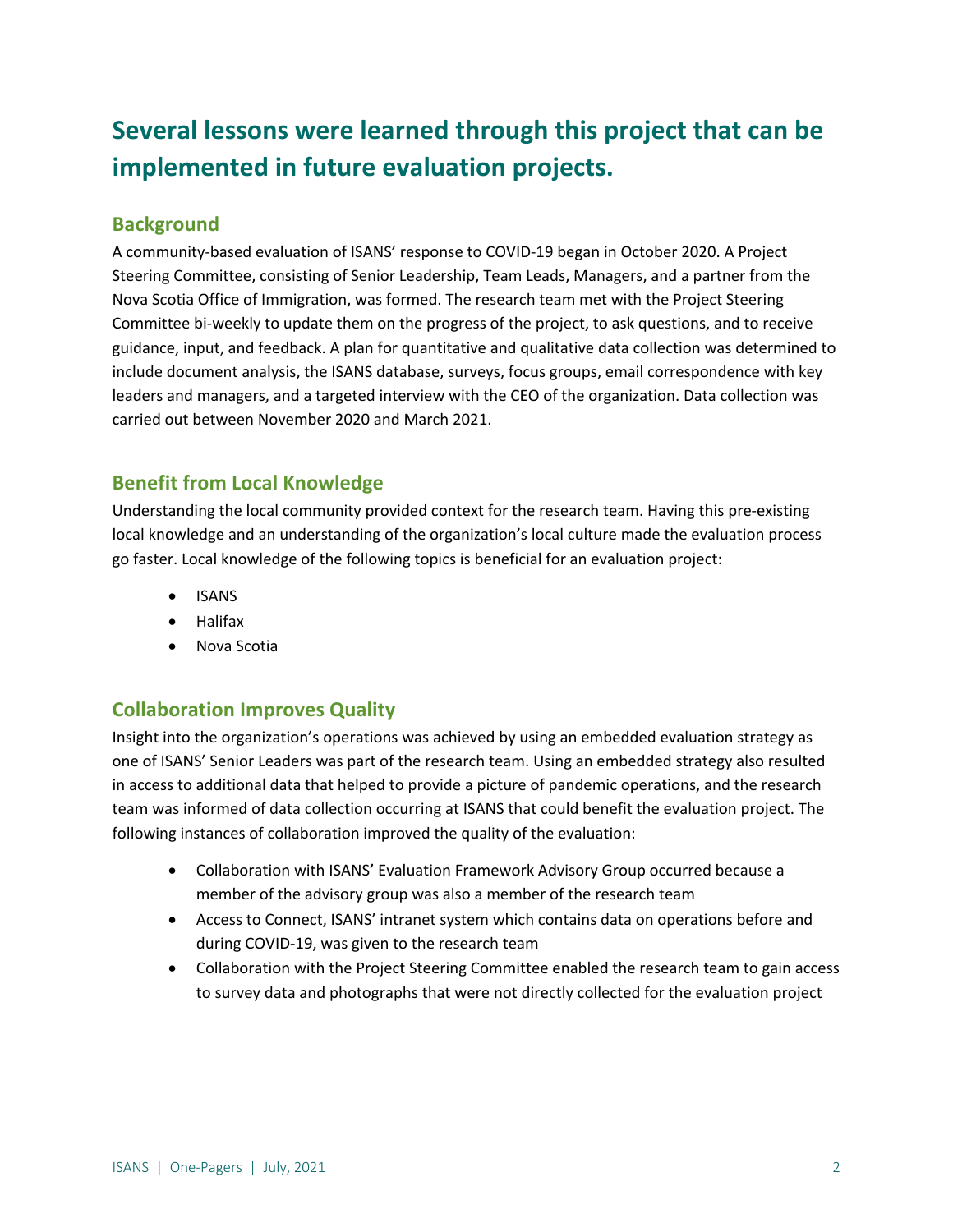# Several lessons were learned through this project that can be implemented in future evaluation projects.

## Background

A community-based evaluation of ISANS' response to COVID-19 began in October 2020. A Project Steering Committee, consisting of Senior Leadership, Team Leads, Managers, and a partner from the Nova Scotia Office of Immigration, was formed. The research team met with the Project Steering Committee bi-weekly to update them on the progress of the project, to ask questions, and to receive guidance, input, and feedback. A plan for quantitative and qualitative data collection was determined to include document analysis, the ISANS database, surveys, focus groups, email correspondence with key leaders and managers, and a targeted interview with the CEO of the organization. Data collection was carried out between November 2020 and March 2021.

## Benefit from Local Knowledge

Understanding the local community provided context for the research team. Having this pre-existing local knowledge and an understanding of the organization's local culture made the evaluation process go faster. Local knowledge of the following topics is beneficial for an evaluation project:

- ISANS
- Halifax
- Nova Scotia

## Collaboration Improves Quality

Insight into the organization's operations was achieved by using an embedded evaluation strategy as one of ISANS' Senior Leaders was part of the research team. Using an embedded strategy also resulted in access to additional data that helped to provide a picture of pandemic operations, and the research team was informed of data collection occurring at ISANS that could benefit the evaluation project. The following instances of collaboration improved the quality of the evaluation:

- Collaboration with ISANS' Evaluation Framework Advisory Group occurred because a member of the advisory group was also a member of the research team
- Access to Connect, ISANS' intranet system which contains data on operations before and during COVID-19, was given to the research team
- Collaboration with the Project Steering Committee enabled the research team to gain access to survey data and photographs that were not directly collected for the evaluation project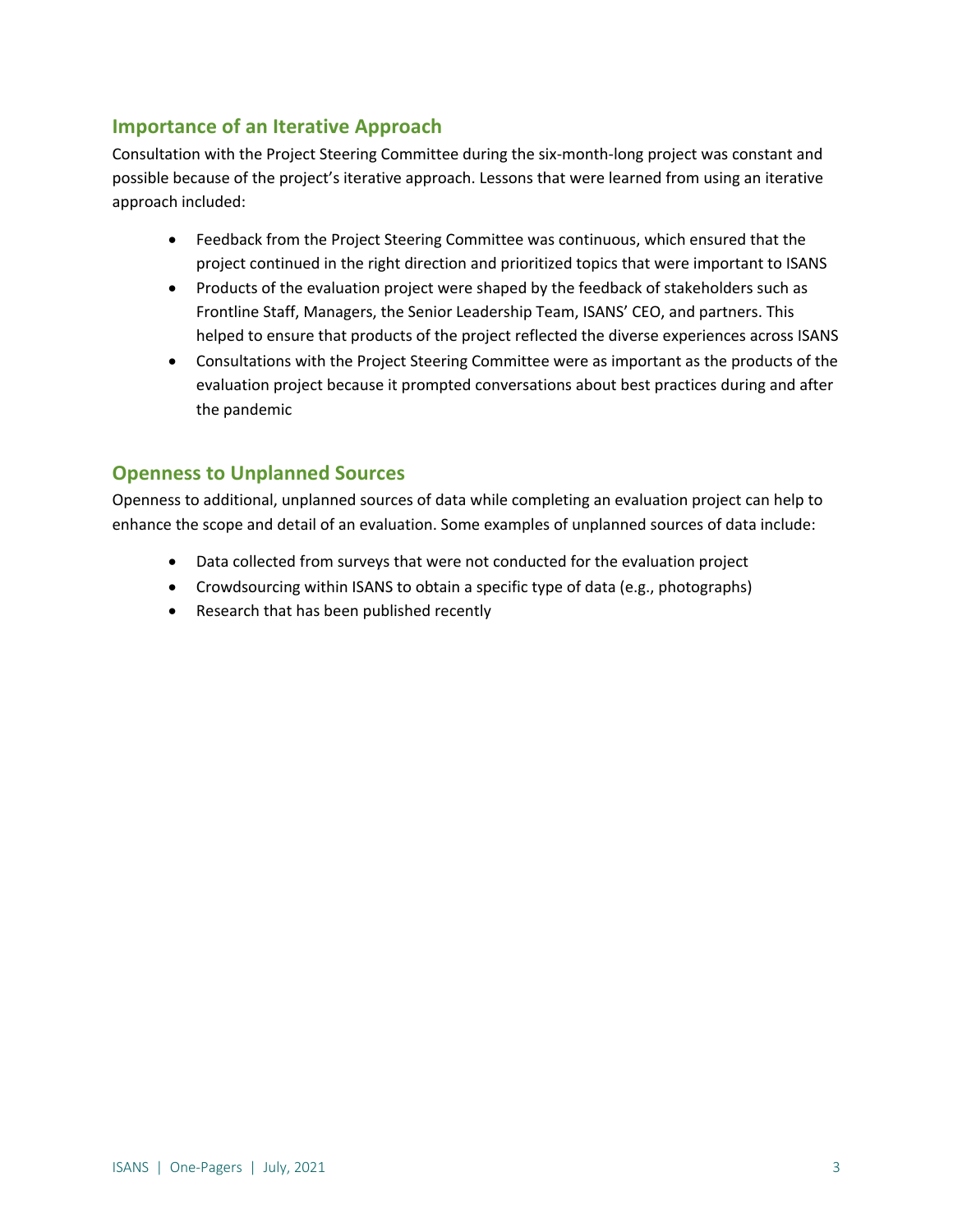## Importance of an Iterative Approach

Consultation with the Project Steering Committee during the six-month-long project was constant and possible because of the project's iterative approach. Lessons that were learned from using an iterative approach included:

- Feedback from the Project Steering Committee was continuous, which ensured that the project continued in the right direction and prioritized topics that were important to ISANS
- Products of the evaluation project were shaped by the feedback of stakeholders such as Frontline Staff, Managers, the Senior Leadership Team, ISANS' CEO, and partners. This helped to ensure that products of the project reflected the diverse experiences across ISANS
- Consultations with the Project Steering Committee were as important as the products of the evaluation project because it prompted conversations about best practices during and after the pandemic

## Openness to Unplanned Sources

Openness to additional, unplanned sources of data while completing an evaluation project can help to enhance the scope and detail of an evaluation. Some examples of unplanned sources of data include:

- Data collected from surveys that were not conducted for the evaluation project
- Crowdsourcing within ISANS to obtain a specific type of data (e.g., photographs)
- Research that has been published recently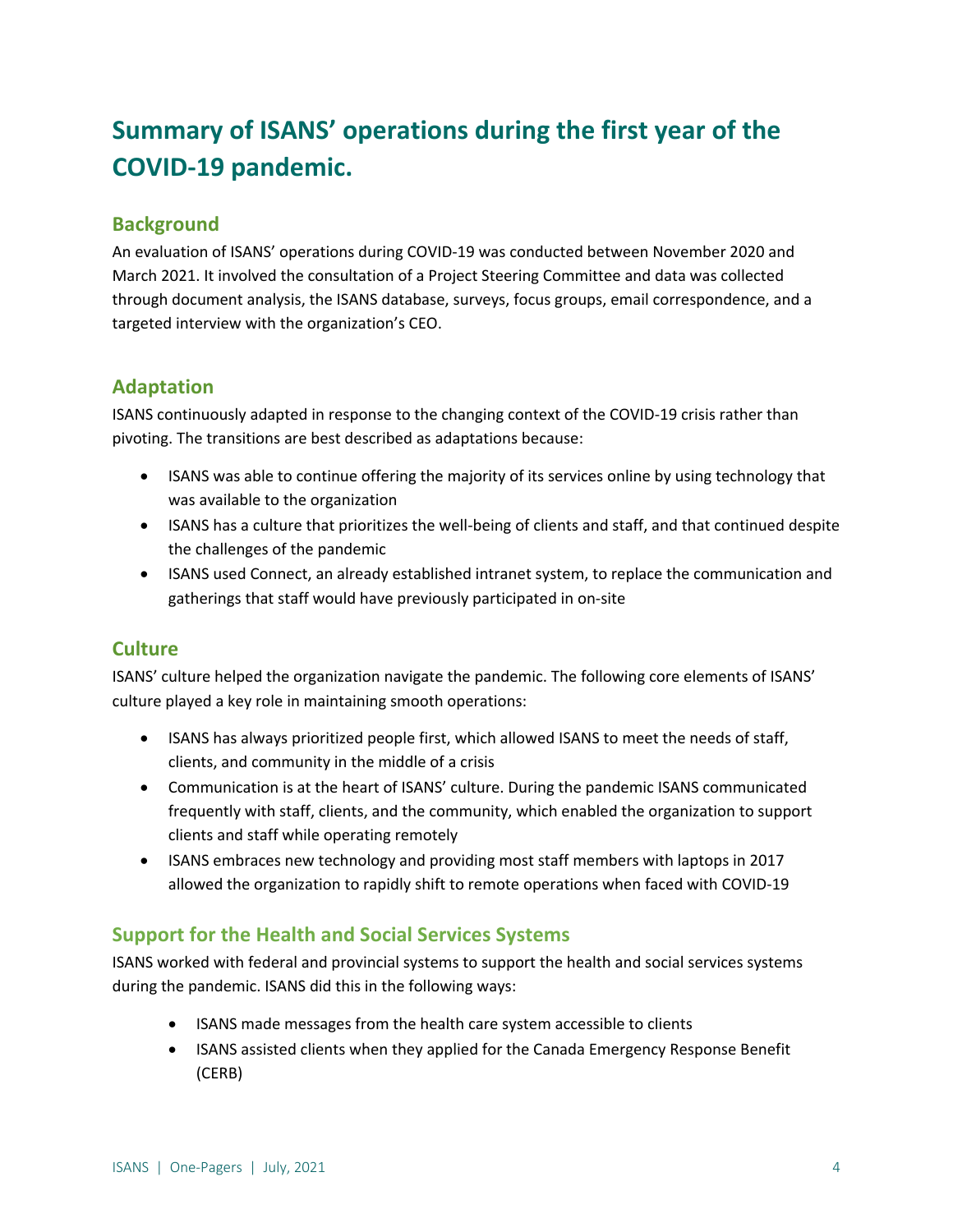# Summary of ISANS' operations during the first year of the COVID-19 pandemic.

## Background

An evaluation of ISANS' operations during COVID-19 was conducted between November 2020 and March 2021. It involved the consultation of a Project Steering Committee and data was collected through document analysis, the ISANS database, surveys, focus groups, email correspondence, and a targeted interview with the organization's CEO.

## Adaptation

ISANS continuously adapted in response to the changing context of the COVID-19 crisis rather than pivoting. The transitions are best described as adaptations because:

- ISANS was able to continue offering the majority of its services online by using technology that was available to the organization
- ISANS has a culture that prioritizes the well-being of clients and staff, and that continued despite the challenges of the pandemic
- ISANS used Connect, an already established intranet system, to replace the communication and gatherings that staff would have previously participated in on-site

## Culture

ISANS' culture helped the organization navigate the pandemic. The following core elements of ISANS' culture played a key role in maintaining smooth operations:

- ISANS has always prioritized people first, which allowed ISANS to meet the needs of staff, clients, and community in the middle of a crisis
- Communication is at the heart of ISANS' culture. During the pandemic ISANS communicated frequently with staff, clients, and the community, which enabled the organization to support clients and staff while operating remotely
- ISANS embraces new technology and providing most staff members with laptops in 2017 allowed the organization to rapidly shift to remote operations when faced with COVID-19

## Support for the Health and Social Services Systems

ISANS worked with federal and provincial systems to support the health and social services systems during the pandemic. ISANS did this in the following ways:

- ISANS made messages from the health care system accessible to clients
- ISANS assisted clients when they applied for the Canada Emergency Response Benefit (CERB)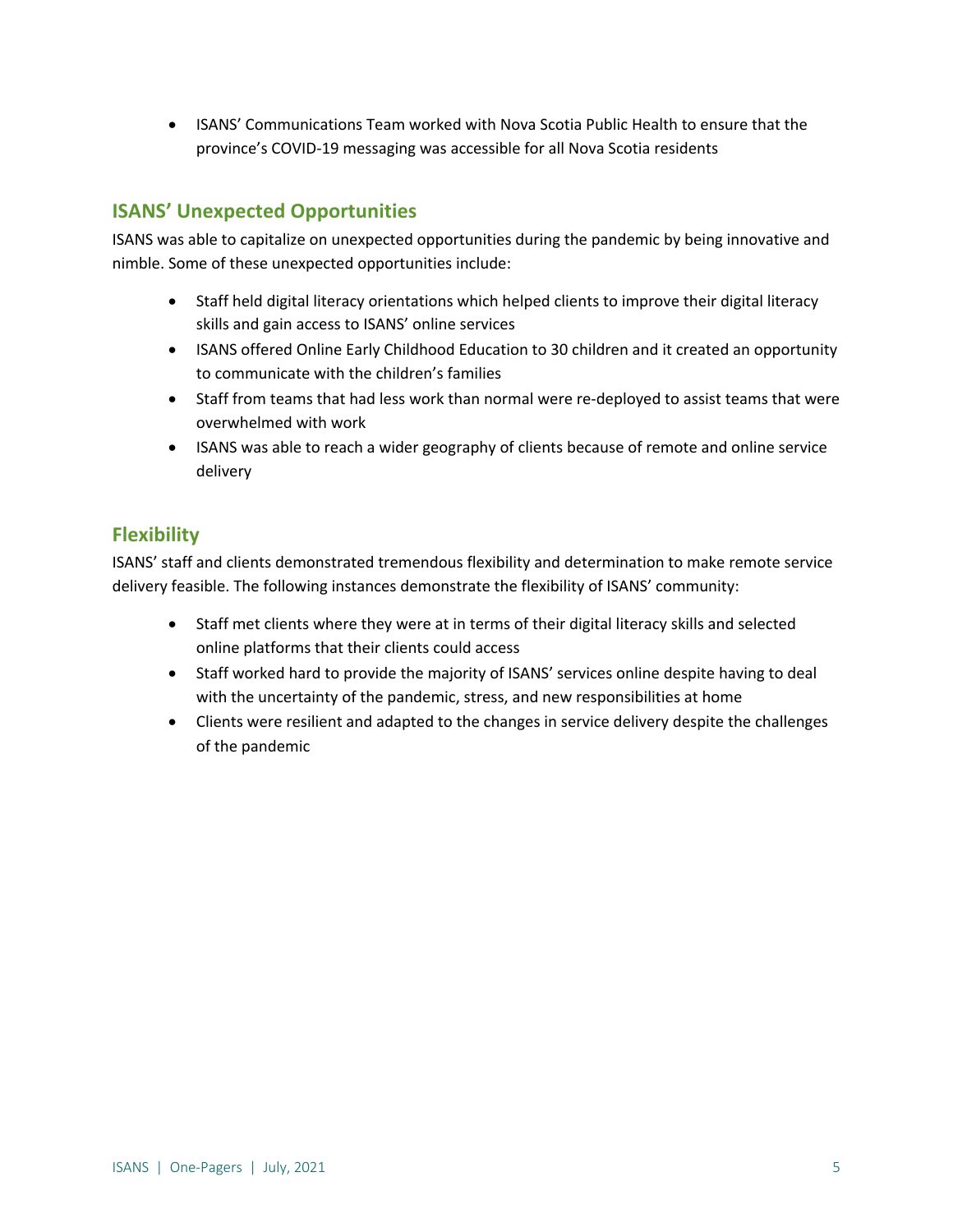- ISANS' Communications Team worked with Nova Scotia Public Health to ensure that the province's COVID-19 messaging was accessible for all Nova Scotia residents

## ISANS' Unexpected Opportunities

ISANS was able to capitalize on unexpected opportunities during the pandemic by being innovative and nimble. Some of these unexpected opportunities include:

- Staff held digital literacy orientations which helped clients to improve their digital literacy skills and gain access to ISANS' online services
- ISANS offered Online Early Childhood Education to 30 children and it created an opportunity to communicate with the children's families
- Staff from teams that had less work than normal were re-deployed to assist teams that were overwhelmed with work
- ISANS was able to reach a wider geography of clients because of remote and online service delivery

## Flexibility

ISANS' staff and clients demonstrated tremendous flexibility and determination to make remote service delivery feasible. The following instances demonstrate the flexibility of ISANS' community:

- Staff met clients where they were at in terms of their digital literacy skills and selected online platforms that their clients could access
- Staff worked hard to provide the majority of ISANS' services online despite having to deal with the uncertainty of the pandemic, stress, and new responsibilities at home
- Clients were resilient and adapted to the changes in service delivery despite the challenges of the pandemic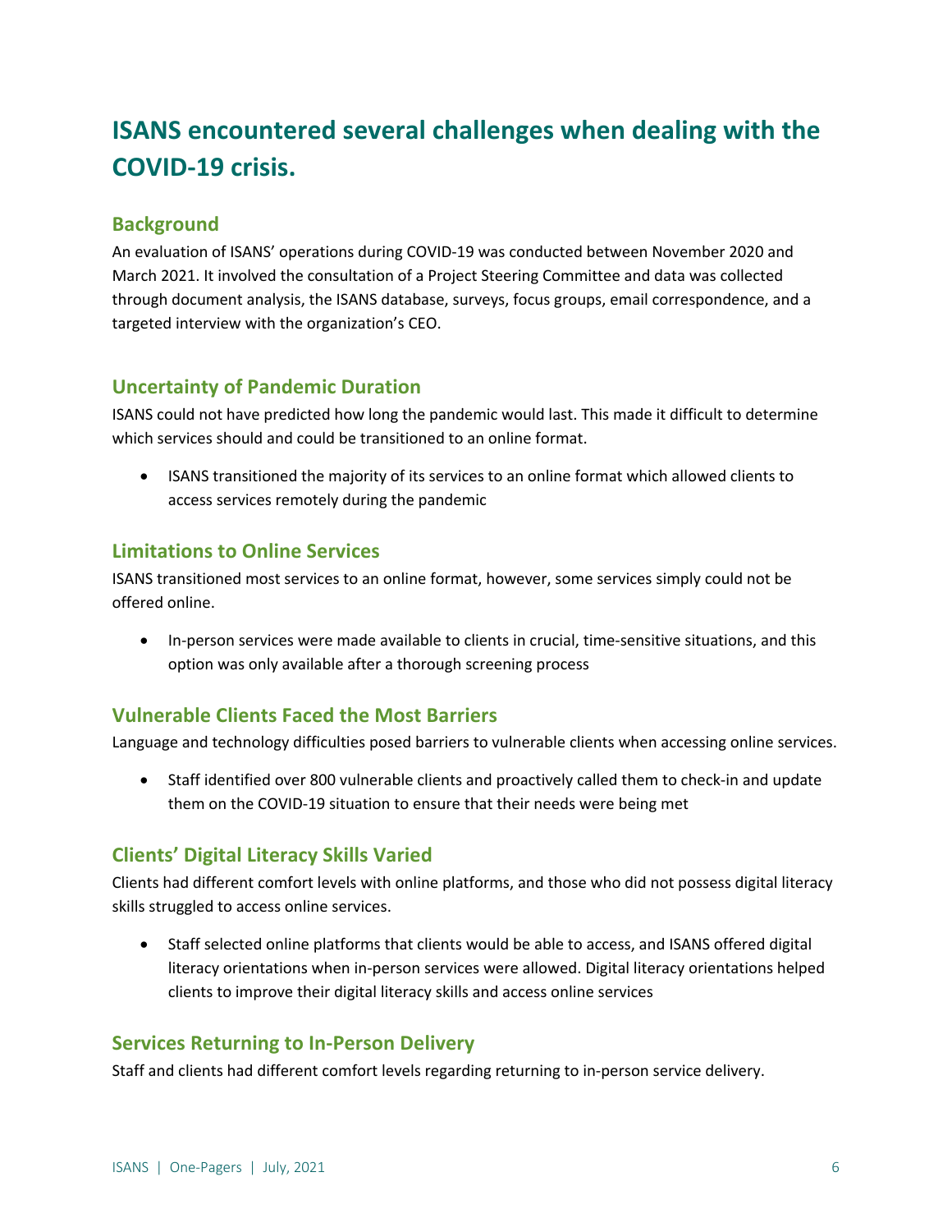# ISANS encountered several challenges when dealing with the COVID-19 crisis.

## Background

An evaluation of ISANS' operations during COVID-19 was conducted between November 2020 and March 2021. It involved the consultation of a Project Steering Committee and data was collected through document analysis, the ISANS database, surveys, focus groups, email correspondence, and a targeted interview with the organization's CEO.

## Uncertainty of Pandemic Duration

ISANS could not have predicted how long the pandemic would last. This made it difficult to determine which services should and could be transitioned to an online format.

- ISANS transitioned the majority of its services to an online format which allowed clients to access services remotely during the pandemic

## Limitations to Online Services

ISANS transitioned most services to an online format, however, some services simply could not be offered online.

- In-person services were made available to clients in crucial, time-sensitive situations, and this option was only available after a thorough screening process

## Vulnerable Clients Faced the Most Barriers

Language and technology difficulties posed barriers to vulnerable clients when accessing online services.

- Staff identified over 800 vulnerable clients and proactively called them to check-in and update them on the COVID-19 situation to ensure that their needs were being met

## Clients' Digital Literacy Skills Varied

Clients had different comfort levels with online platforms, and those who did not possess digital literacy skills struggled to access online services.

- Staff selected online platforms that clients would be able to access, and ISANS offered digital literacy orientations when in-person services were allowed. Digital literacy orientations helped clients to improve their digital literacy skills and access online services

## Services Returning to In-Person Delivery

Staff and clients had different comfort levels regarding returning to in-person service delivery.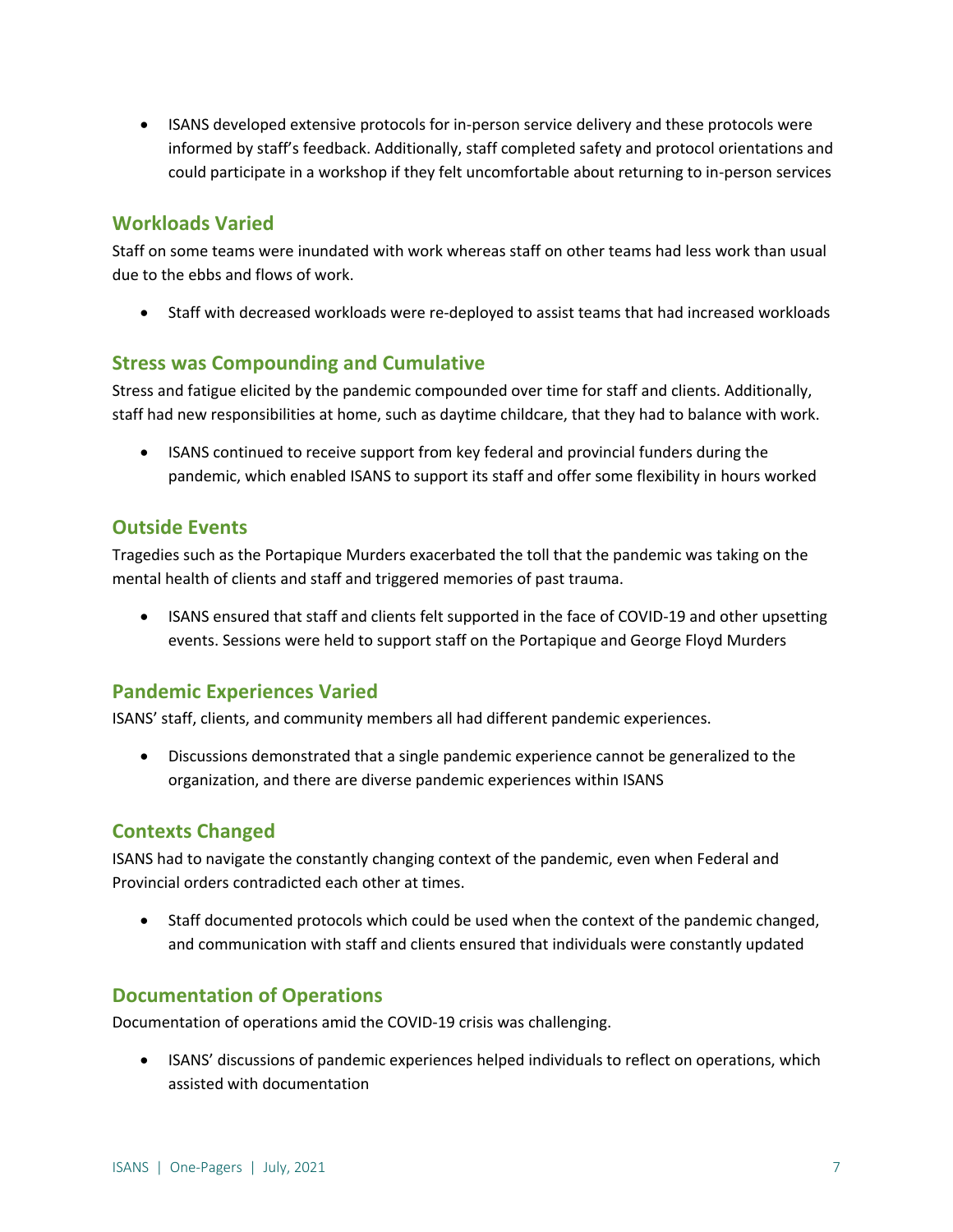- ISANS developed extensive protocols for in-person service delivery and these protocols were informed by staff's feedback. Additionally, staff completed safety and protocol orientations and could participate in a workshop if they felt uncomfortable about returning to in-person services

### Workloads Varied

Staff on some teams were inundated with work whereas staff on other teams had less work than usual due to the ebbs and flows of work.

- Staff with decreased workloads were re-deployed to assist teams that had increased workloads

### Stress was Compounding and Cumulative

Stress and fatigue elicited by the pandemic compounded over time for staff and clients. Additionally, staff had new responsibilities at home, such as daytime childcare, that they had to balance with work.

- ISANS continued to receive support from key federal and provincial funders during the pandemic, which enabled ISANS to support its staff and offer some flexibility in hours worked

### Outside Events

Tragedies such as the Portapique Murders exacerbated the toll that the pandemic was taking on the mental health of clients and staff and triggered memories of past trauma.

- ISANS ensured that staff and clients felt supported in the face of COVID-19 and other upsetting events. Sessions were held to support staff on the Portapique and George Floyd Murders

### Pandemic Experiences Varied

ISANS' staff, clients, and community members all had different pandemic experiences.

- Discussions demonstrated that a single pandemic experience cannot be generalized to the organization, and there are diverse pandemic experiences within ISANS

### Contexts Changed

ISANS had to navigate the constantly changing context of the pandemic, even when Federal and Provincial orders contradicted each other at times.

- Staff documented protocols which could be used when the context of the pandemic changed, and communication with staff and clients ensured that individuals were constantly updated

### Documentation of Operations

Documentation of operations amid the COVID-19 crisis was challenging.

- ISANS' discussions of pandemic experiences helped individuals to reflect on operations, which assisted with documentation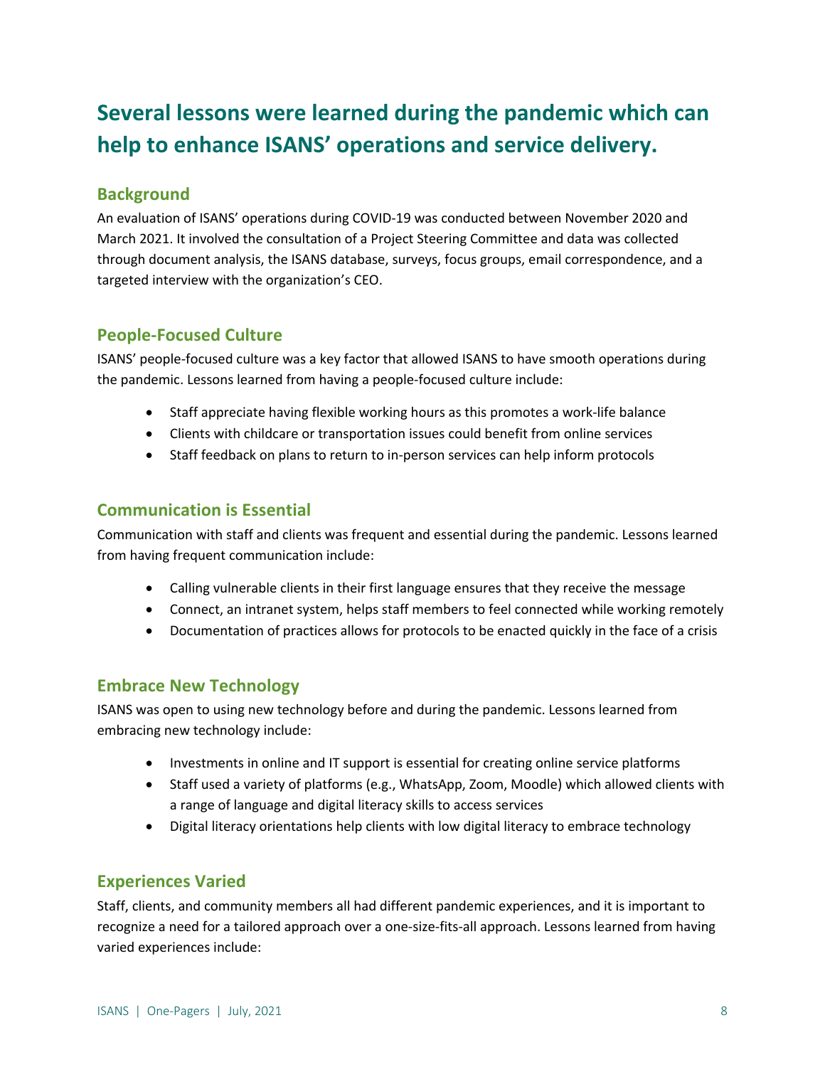# Several lessons were learned during the pandemic which can help to enhance ISANS' operations and service delivery.

## Background

An evaluation of ISANS' operations during COVID-19 was conducted between November 2020 and March 2021. It involved the consultation of a Project Steering Committee and data was collected through document analysis, the ISANS database, surveys, focus groups, email correspondence, and a targeted interview with the organization's CEO.

## People-Focused Culture

ISANS' people-focused culture was a key factor that allowed ISANS to have smooth operations during the pandemic. Lessons learned from having a people-focused culture include:

- Staff appreciate having flexible working hours as this promotes a work-life balance
- Clients with childcare or transportation issues could benefit from online services
- Staff feedback on plans to return to in-person services can help inform protocols

## Communication is Essential

Communication with staff and clients was frequent and essential during the pandemic. Lessons learned from having frequent communication include:

- Calling vulnerable clients in their first language ensures that they receive the message
- Connect, an intranet system, helps staff members to feel connected while working remotely
- Documentation of practices allows for protocols to be enacted quickly in the face of a crisis

## Embrace New Technology

ISANS was open to using new technology before and during the pandemic. Lessons learned from embracing new technology include:

- Investments in online and IT support is essential for creating online service platforms
- Staff used a variety of platforms (e.g., WhatsApp, Zoom, Moodle) which allowed clients with a range of language and digital literacy skills to access services
- Digital literacy orientations help clients with low digital literacy to embrace technology

## Experiences Varied

Staff, clients, and community members all had different pandemic experiences, and it is important to recognize a need for a tailored approach over a one-size-fits-all approach. Lessons learned from having varied experiences include: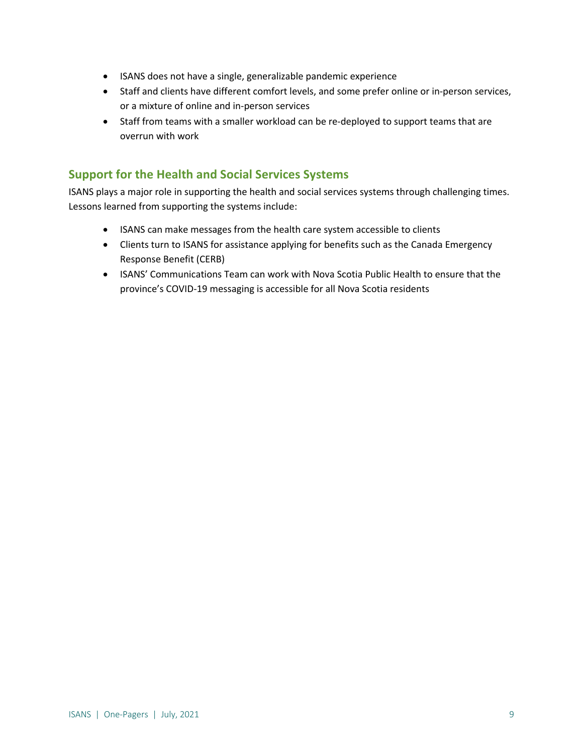- ISANS does not have a single, generalizable pandemic experience
- Staff and clients have different comfort levels, and some prefer online or in-person services, or a mixture of online and in-person services
- Staff from teams with a smaller workload can be re-deployed to support teams that are overrun with work

## Support for the Health and Social Services Systems

ISANS plays a major role in supporting the health and social services systems through challenging times. Lessons learned from supporting the systems include:

- ISANS can make messages from the health care system accessible to clients
- Clients turn to ISANS for assistance applying for benefits such as the Canada Emergency Response Benefit (CERB)
- ISANS' Communications Team can work with Nova Scotia Public Health to ensure that the province's COVID-19 messaging is accessible for all Nova Scotia residents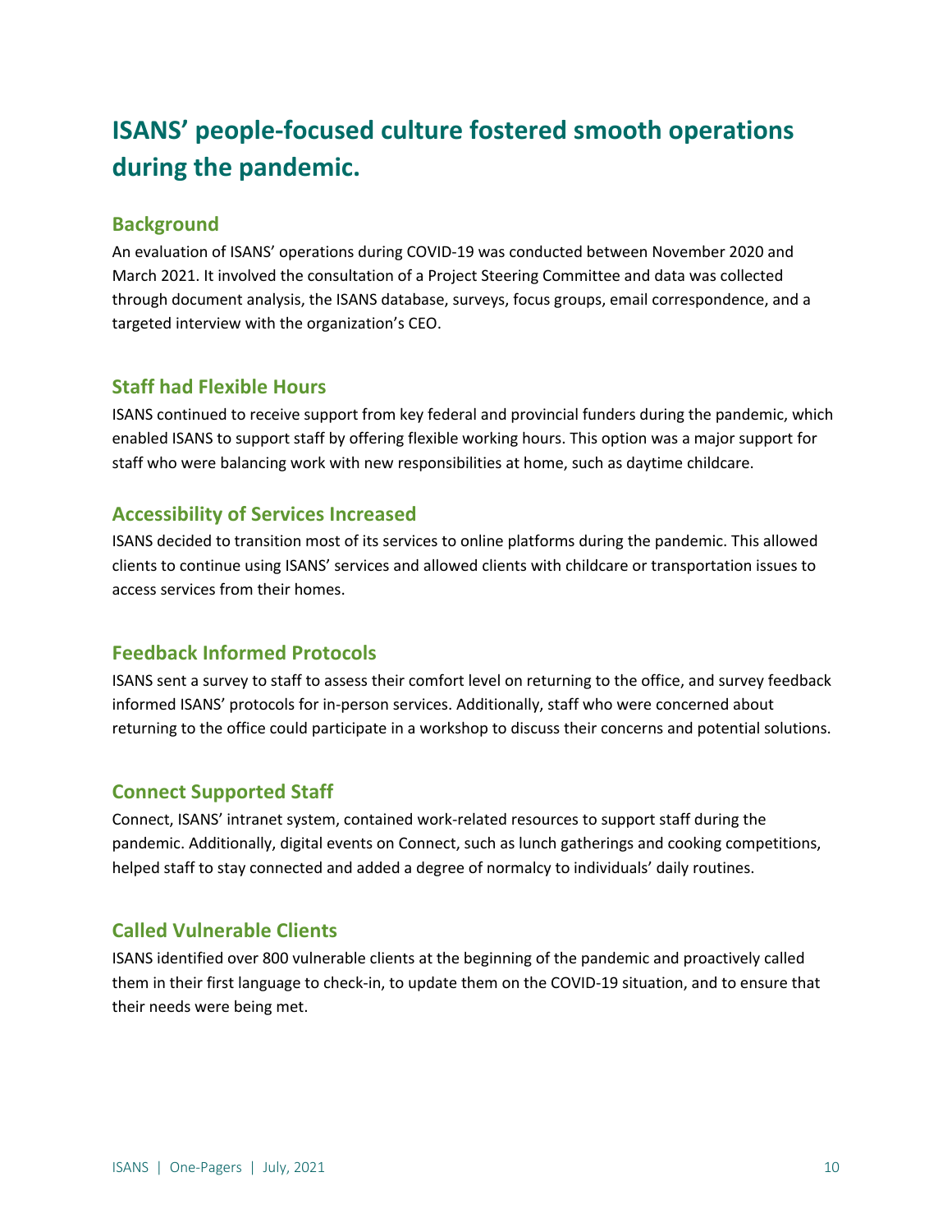# ISANS' people-focused culture fostered smooth operations during the pandemic.

## Background

An evaluation of ISANS' operations during COVID-19 was conducted between November 2020 and March 2021. It involved the consultation of a Project Steering Committee and data was collected through document analysis, the ISANS database, surveys, focus groups, email correspondence, and a targeted interview with the organization's CEO.

## Staff had Flexible Hours

ISANS continued to receive support from key federal and provincial funders during the pandemic, which enabled ISANS to support staff by offering flexible working hours. This option was a major support for staff who were balancing work with new responsibilities at home, such as daytime childcare.

## Accessibility of Services Increased

ISANS decided to transition most of its services to online platforms during the pandemic. This allowed clients to continue using ISANS' services and allowed clients with childcare or transportation issues to access services from their homes.

## Feedback Informed Protocols

ISANS sent a survey to staff to assess their comfort level on returning to the office, and survey feedback informed ISANS' protocols for in-person services. Additionally, staff who were concerned about returning to the office could participate in a workshop to discuss their concerns and potential solutions.

## Connect Supported Staff

Connect, ISANS' intranet system, contained work-related resources to support staff during the pandemic. Additionally, digital events on Connect, such as lunch gatherings and cooking competitions, helped staff to stay connected and added a degree of normalcy to individuals' daily routines.

## Called Vulnerable Clients

ISANS identified over 800 vulnerable clients at the beginning of the pandemic and proactively called them in their first language to check-in, to update them on the COVID-19 situation, and to ensure that their needs were being met.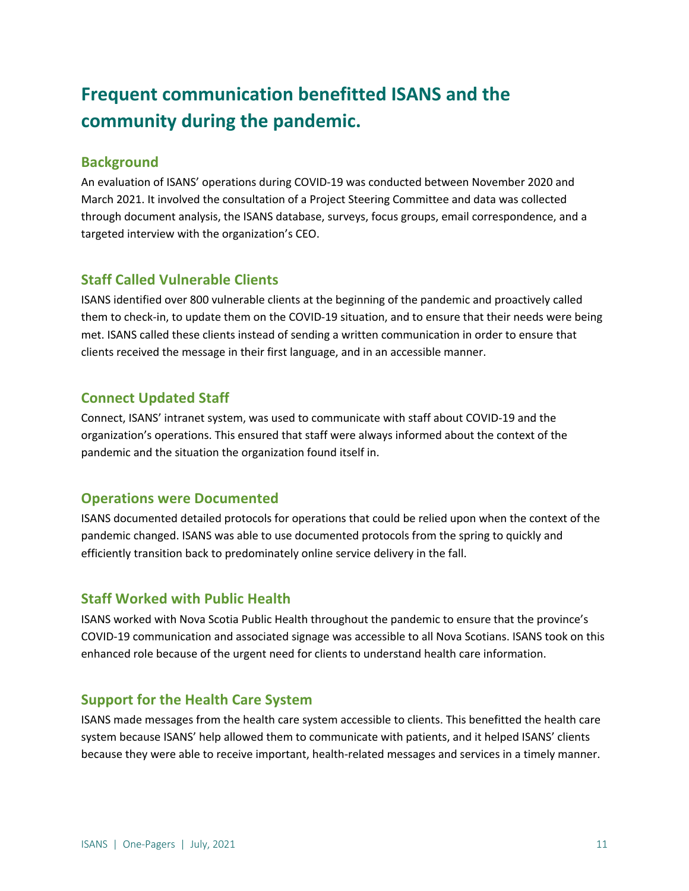# Frequent communication benefitted ISANS and the community during the pandemic.

## Background

An evaluation of ISANS' operations during COVID-19 was conducted between November 2020 and March 2021. It involved the consultation of a Project Steering Committee and data was collected through document analysis, the ISANS database, surveys, focus groups, email correspondence, and a targeted interview with the organization's CEO.

## Staff Called Vulnerable Clients

ISANS identified over 800 vulnerable clients at the beginning of the pandemic and proactively called them to check-in, to update them on the COVID-19 situation, and to ensure that their needs were being met. ISANS called these clients instead of sending a written communication in order to ensure that clients received the message in their first language, and in an accessible manner.

## Connect Updated Staff

Connect, ISANS' intranet system, was used to communicate with staff about COVID-19 and the organization's operations. This ensured that staff were always informed about the context of the pandemic and the situation the organization found itself in.

## Operations were Documented

ISANS documented detailed protocols for operations that could be relied upon when the context of the pandemic changed. ISANS was able to use documented protocols from the spring to quickly and efficiently transition back to predominately online service delivery in the fall.

## Staff Worked with Public Health

ISANS worked with Nova Scotia Public Health throughout the pandemic to ensure that the province's COVID-19 communication and associated signage was accessible to all Nova Scotians. ISANS took on this enhanced role because of the urgent need for clients to understand health care information.

## Support for the Health Care System

ISANS made messages from the health care system accessible to clients. This benefitted the health care system because ISANS' help allowed them to communicate with patients, and it helped ISANS' clients because they were able to receive important, health-related messages and services in a timely manner.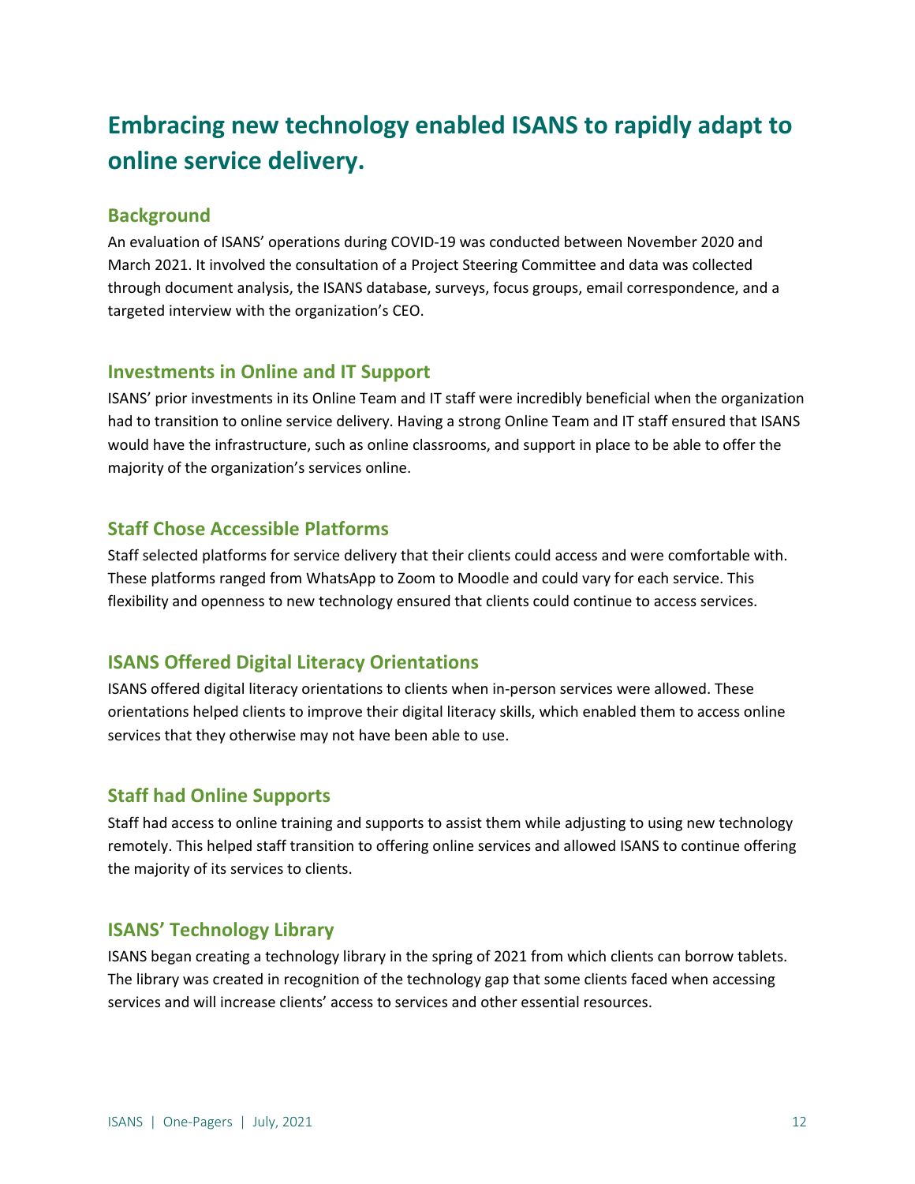# Embracing new technology enabled ISANS to rapidly adapt to online service delivery.

## Background

An evaluation of ISANS' operations during COVID-19 was conducted between November 2020 and March 2021. It involved the consultation of a Project Steering Committee and data was collected through document analysis, the ISANS database, surveys, focus groups, email correspondence, and a targeted interview with the organization's CEO.

## Investments in Online and IT Support

ISANS' prior investments in its Online Team and IT staff were incredibly beneficial when the organization had to transition to online service delivery. Having a strong Online Team and IT staff ensured that ISANS would have the infrastructure, such as online classrooms, and support in place to be able to offer the majority of the organization's services online.

## Staff Chose Accessible Platforms

Staff selected platforms for service delivery that their clients could access and were comfortable with. These platforms ranged from WhatsApp to Zoom to Moodle and could vary for each service. This flexibility and openness to new technology ensured that clients could continue to access services.

## ISANS Offered Digital Literacy Orientations

ISANS offered digital literacy orientations to clients when in-person services were allowed. These orientations helped clients to improve their digital literacy skills, which enabled them to access online services that they otherwise may not have been able to use.

## Staff had Online Supports

Staff had access to online training and supports to assist them while adjusting to using new technology remotely. This helped staff transition to offering online services and allowed ISANS to continue offering the majority of its services to clients.

## ISANS' Technology Library

ISANS began creating a technology library in the spring of 2021 from which clients can borrow tablets. The library was created in recognition of the technology gap that some clients faced when accessing services and will increase clients' access to services and other essential resources.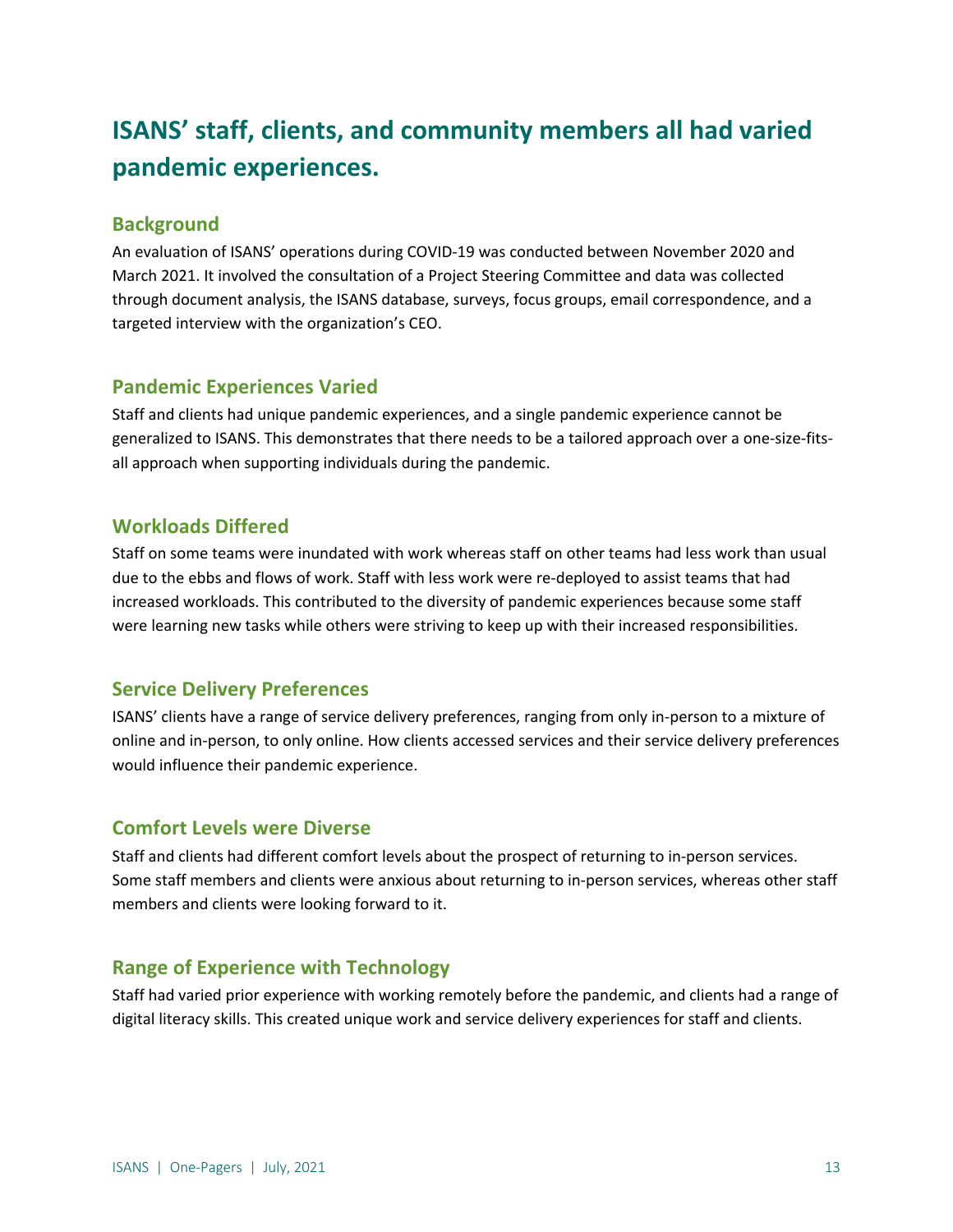# ISANS' staff, clients, and community members all had varied pandemic experiences.

## Background

An evaluation of ISANS' operations during COVID-19 was conducted between November 2020 and March 2021. It involved the consultation of a Project Steering Committee and data was collected through document analysis, the ISANS database, surveys, focus groups, email correspondence, and a targeted interview with the organization's CEO.

## Pandemic Experiences Varied

Staff and clients had unique pandemic experiences, and a single pandemic experience cannot be generalized to ISANS. This demonstrates that there needs to be a tailored approach over a one-size-fits-all approach when supporting individuals during the pandemic.

## Workloads Differed

Staff on some teams were inundated with work whereas staff on other teams had less work than usual due to the ebbs and flows of work. Staff with less work were re-deployed to assist teams that had increased workloads. This contributed to the diversity of pandemic experiences because some staff were learning new tasks while others were striving to keep up with their increased responsibilities.

## Service Delivery Preferences

ISANS' clients have a range of service delivery preferences, ranging from only in-person to a mixture of online and in-person, to only online. How clients accessed services and their service delivery preferences would influence their pandemic experience.

## Comfort Levels were Diverse

Staff and clients had different comfort levels about the prospect of returning to in-person services. Some staff members and clients were anxious about returning to in-person services, whereas other staff members and clients were looking forward to it.

## Range of Experience with Technology

Staff had varied prior experience with working remotely before the pandemic, and clients had a range of digital literacy skills. This created unique work and service delivery experiences for staff and clients.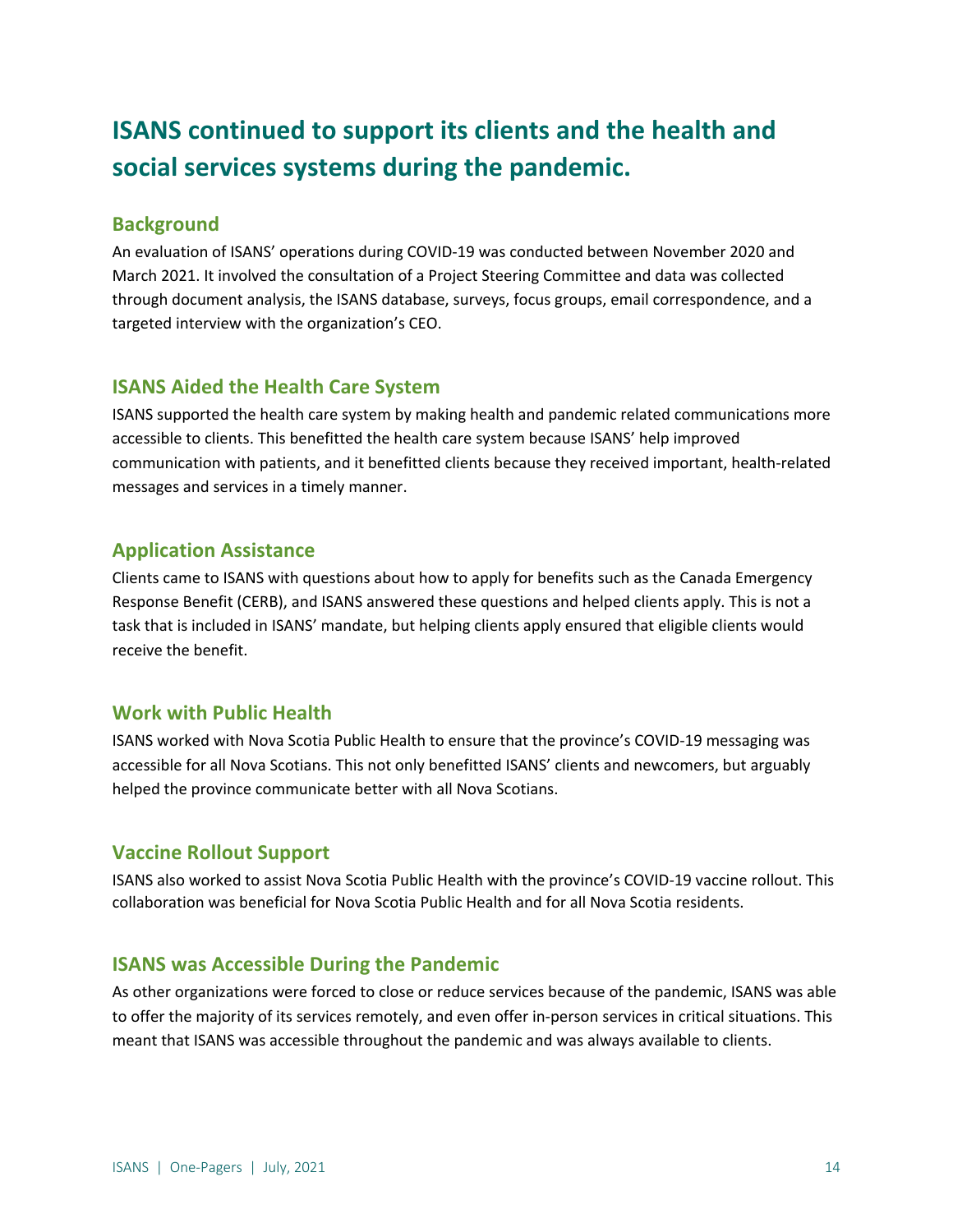# ISANS continued to support its clients and the health and social services systems during the pandemic.

## Background

An evaluation of ISANS' operations during COVID-19 was conducted between November 2020 and March 2021. It involved the consultation of a Project Steering Committee and data was collected through document analysis, the ISANS database, surveys, focus groups, email correspondence, and a targeted interview with the organization's CEO.

## ISANS Aided the Health Care System

ISANS supported the health care system by making health and pandemic related communications more accessible to clients. This benefitted the health care system because ISANS' help improved communication with patients, and it benefitted clients because they received important, health-related messages and services in a timely manner.

## Application Assistance

Clients came to ISANS with questions about how to apply for benefits such as the Canada Emergency Response Benefit (CERB), and ISANS answered these questions and helped clients apply. This is not a task that is included in ISANS' mandate, but helping clients apply ensured that eligible clients would receive the benefit.

## Work with Public Health

ISANS worked with Nova Scotia Public Health to ensure that the province's COVID-19 messaging was accessible for all Nova Scotians. This not only benefitted ISANS' clients and newcomers, but arguably helped the province communicate better with all Nova Scotians.

## Vaccine Rollout Support

ISANS also worked to assist Nova Scotia Public Health with the province's COVID-19 vaccine rollout. This collaboration was beneficial for Nova Scotia Public Health and for all Nova Scotia residents.

## ISANS was Accessible During the Pandemic

As other organizations were forced to close or reduce services because of the pandemic, ISANS was able to offer the majority of its services remotely, and even offer in-person services in critical situations. This meant that ISANS was accessible throughout the pandemic and was always available to clients.